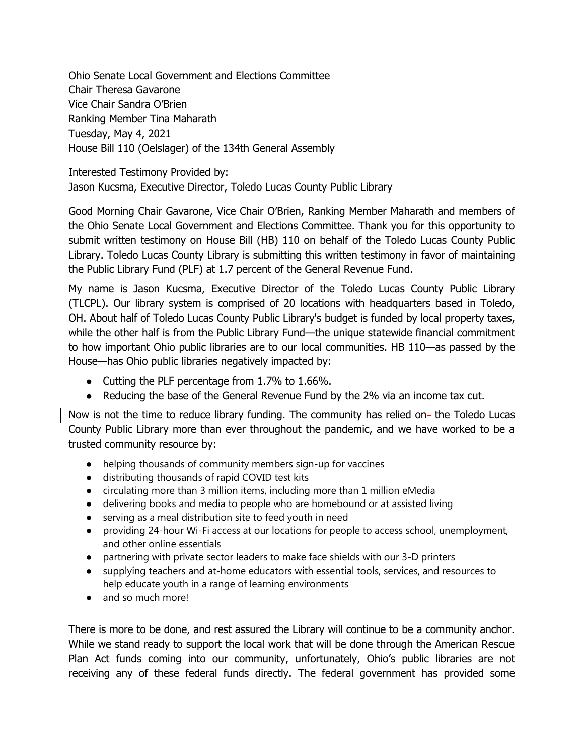Ohio Senate Local Government and Elections Committee
Chair Theresa Gavarone
Vice Chair Sandra O'Brien
Ranking Member Tina Maharath
Tuesday, May 4, 2021
House Bill 110 (Oelslager) of the 134th General Assembly

Interested Testimony Provided by:
Jason Kucsma, Executive Director, Toledo Lucas County Public Library

Good Morning Chair Gavarone, Vice Chair O'Brien, Ranking Member Maharath and members of the Ohio Senate Local Government and Elections Committee. Thank you for this opportunity to submit written testimony on House Bill (HB) 110 on behalf of the Toledo Lucas County Public Library. Toledo Lucas County Library is submitting this written testimony in favor of maintaining the Public Library Fund (PLF) at 1.7 percent of the General Revenue Fund.

My name is Jason Kucsma, Executive Director of the Toledo Lucas County Public Library (TLCPL). Our library system is comprised of 20 locations with headquarters based in Toledo, OH. About half of Toledo Lucas County Public Library's budget is funded by local property taxes, while the other half is from the Public Library Fund—the unique statewide financial commitment to how important Ohio public libraries are to our local communities. HB 110—as passed by the House—has Ohio public libraries negatively impacted by:

- Cutting the PLF percentage from 1.7% to 1.66%.
- Reducing the base of the General Revenue Fund by the 2% via an income tax cut.

Now is not the time to reduce library funding. The community has relied on the Toledo Lucas County Public Library more than ever throughout the pandemic, and we have worked to be a trusted community resource by:

- helping thousands of community members sign-up for vaccines
- distributing thousands of rapid COVID test kits
- circulating more than 3 million items, including more than 1 million eMedia
- delivering books and media to people who are homebound or at assisted living
- serving as a meal distribution site to feed youth in need
- providing 24-hour Wi-Fi access at our locations for people to access school, unemployment, and other online essentials
- partnering with private sector leaders to make face shields with our 3-D printers
- supplying teachers and at-home educators with essential tools, services, and resources to help educate youth in a range of learning environments
- and so much more!

There is more to be done, and rest assured the Library will continue to be a community anchor. While we stand ready to support the local work that will be done through the American Rescue Plan Act funds coming into our community, unfortunately, Ohio's public libraries are not receiving any of these federal funds directly. The federal government has provided some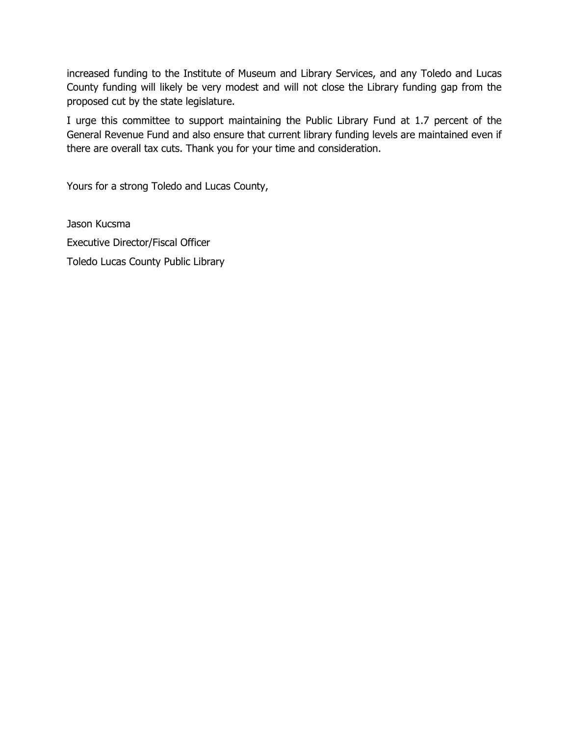increased funding to the Institute of Museum and Library Services, and any Toledo and Lucas County funding will likely be very modest and will not close the Library funding gap from the proposed cut by the state legislature.

I urge this committee to support maintaining the Public Library Fund at 1.7 percent of the General Revenue Fund and also ensure that current library funding levels are maintained even if there are overall tax cuts. Thank you for your time and consideration.

Yours for a strong Toledo and Lucas County,

Jason Kucsma

Executive Director/Fiscal Officer

Toledo Lucas County Public Library